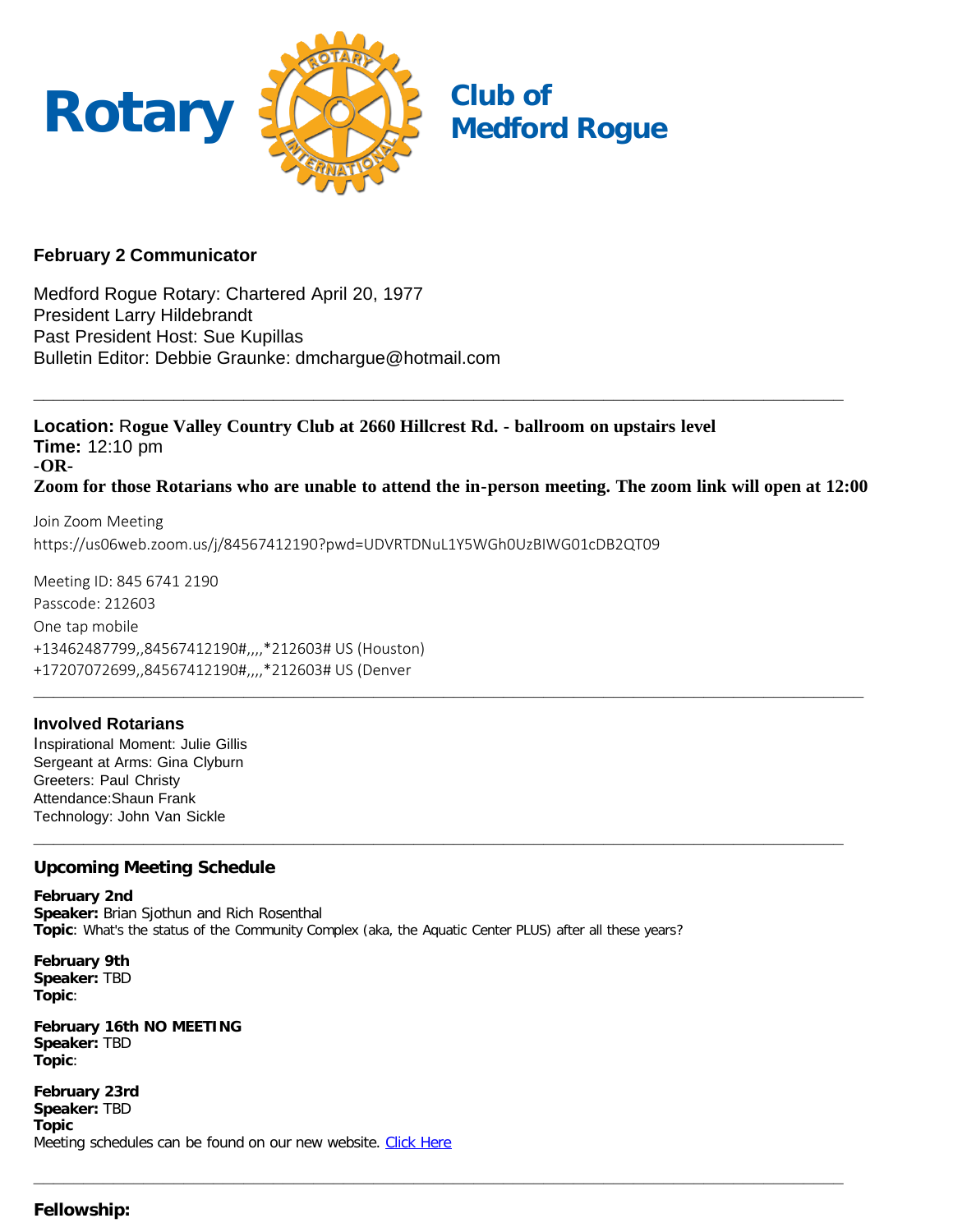# Rotary Club of Medford Rogue

### February 2 Communicator

Medford Rogue Rotary: Chartered April 20, 1977
President Larry Hildebrandt
Past President Host: Sue Kupillas
Bulletin Editor: Debbie Graunke: dmchargue@hotmail.com

---

**Location:** **Rogue Valley Country Club at 2660 Hillcrest Rd. - ballroom on upstairs level**
**Time:** 12:10 pm
**-OR-**
**Zoom for those Rotarians who are unable to attend the in-person meeting. The zoom link will open at 12:00**

Join Zoom Meeting
https://us06web.zoom.us/j/84567412190?pwd=UDVRTDNuL1Y5WGh0UzBIWG01cDB2QT09

Meeting ID: 845 6741 2190
Passcode: 212603
One tap mobile
+13462487799,,84567412190#,,,,*212603# US (Houston)
+17207072699,,84567412190#,,,,*212603# US (Denver

---

### Involved Rotarians

Inspirational Moment: Julie Gillis
Sergeant at Arms: Gina Clyburn
Greeters: Paul Christy
Attendance:Shaun Frank
Technology: John Van Sickle

---

### Upcoming Meeting Schedule

**February 2nd**
**Speaker:** Brian Sjothun and Rich Rosenthal
**Topic**: What's the status of the Community Complex (aka, the Aquatic Center PLUS) after all these years?

**February 9th**
**Speaker:** TBD
**Topic**:

**February 16th NO MEETING**
**Speaker:** TBD
**Topic**:

**February 23rd**
**Speaker:** TBD
**Topic**
Meeting schedules can be found on our new website. Click Here

---

### Fellowship: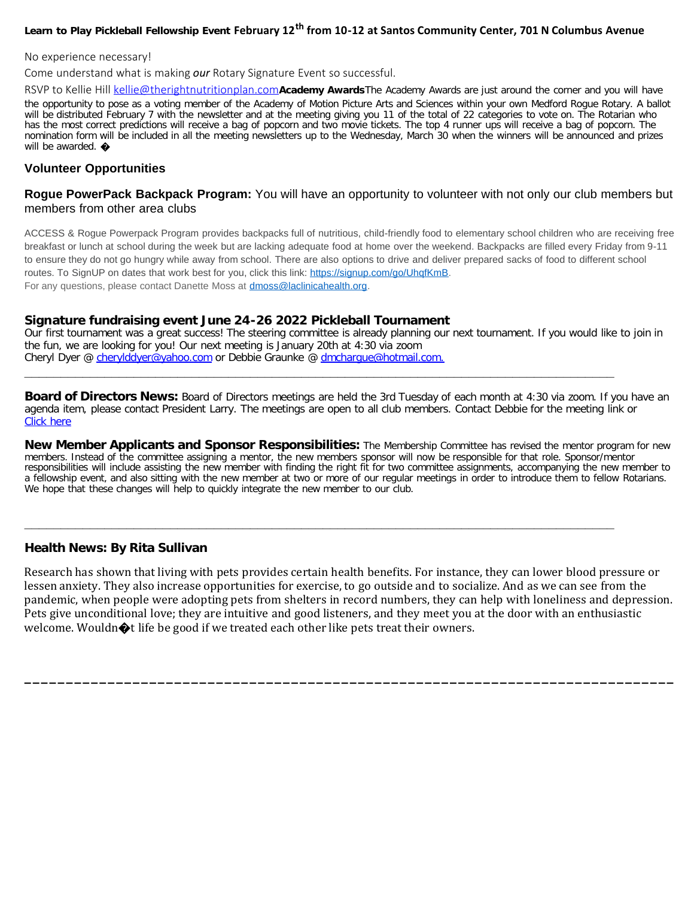**Learn to Play Pickleball Fellowship Event February 12th from 10-12 at Santos Community Center, 701 N Columbus Avenue**

No experience necessary!

Come understand what is making *our* Rotary Signature Event so successful.

RSVP to Kellie Hill kellie@therightnutritionplan.com **Academy Awards** The Academy Awards are just around the corner and you will have the opportunity to pose as a voting member of the Academy of Motion Picture Arts and Sciences within your own Medford Rogue Rotary. A ballot will be distributed February 7 with the newsletter and at the meeting giving you 11 of the total of 22 categories to vote on. The Rotarian who has the most correct predictions will receive a bag of popcorn and two movie tickets. The top 4 runner ups will receive a bag of popcorn. The nomination form will be included in all the meeting newsletters up to the Wednesday, March 30 when the winners will be announced and prizes will be awarded. �

## Volunteer Opportunities

**Rogue PowerPack Backpack Program:** You will have an opportunity to volunteer with not only our club members but members from other area clubs

ACCESS & Rogue Powerpack Program provides backpacks full of nutritious, child-friendly food to elementary school children who are receiving free breakfast or lunch at school during the week but are lacking adequate food at home over the weekend. Backpacks are filled every Friday from 9-11 to ensure they do not go hungry while away from school. There are also options to drive and deliver prepared sacks of food to different school routes. To SignUP on dates that work best for you, click this link: https://signup.com/go/UhqfKmB.
For any questions, please contact Danette Moss at dmoss@laclinicahealth.org.

## Signature fundraising event June 24-26 2022 Pickleball Tournament

Our first tournament was a great success! The steering committee is already planning our next tournament. If you would like to join in the fun, we are looking for you! Our next meeting is January 20th at 4:30 via zoom
Cheryl Dyer @ cherylddyer@yahoo.com or Debbie Graunke @ dmchargue@hotmail.com.

---

**Board of Directors News:** Board of Directors meetings are held the 3rd Tuesday of each month at 4:30 via zoom. If you have an agenda item, please contact President Larry. The meetings are open to all club members. Contact Debbie for the meeting link or Click here

**New Member Applicants and Sponsor Responsibilities:** The Membership Committee has revised the mentor program for new members. Instead of the committee assigning a mentor, the new members sponsor will now be responsible for that role. Sponsor/mentor responsibilities will include assisting the new member with finding the right fit for two committee assignments, accompanying the new member to a fellowship event, and also sitting with the new member at two or more of our regular meetings in order to introduce them to fellow Rotarians. We hope that these changes will help to quickly integrate the new member to our club.

---

## Health News: By Rita Sullivan

Research has shown that living with pets provides certain health benefits. For instance, they can lower blood pressure or lessen anxiety. They also increase opportunities for exercise, to go outside and to socialize. And as we can see from the pandemic, when people were adopting pets from shelters in record numbers, they can help with loneliness and depression. Pets give unconditional love; they are intuitive and good listeners, and they meet you at the door with an enthusiastic welcome. Wouldn�t life be good if we treated each other like pets treat their owners.

---